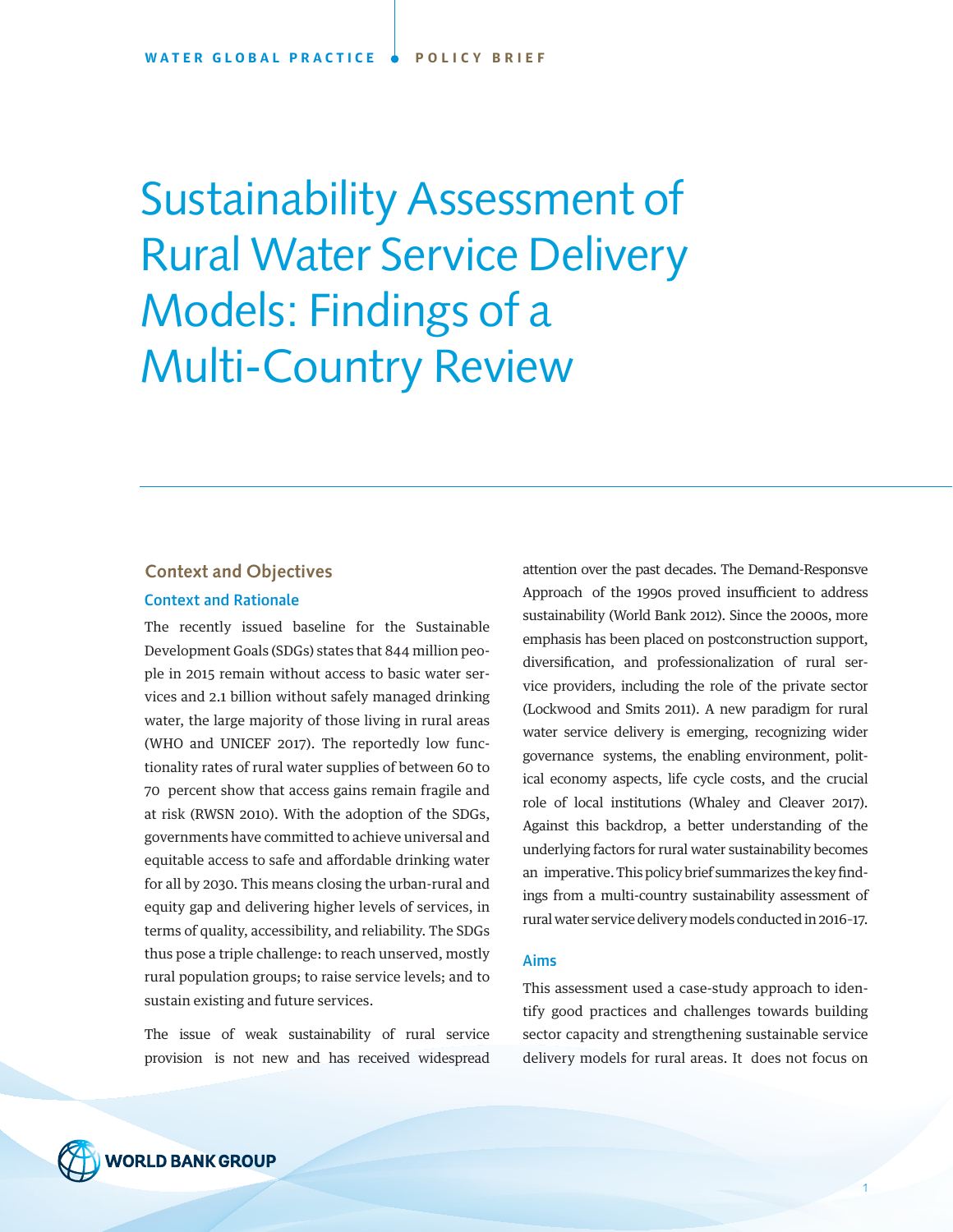WATER GLOBAL PRACTICE | POLICY BRIEF

# Sustainability Assessment of Rural Water Service Delivery Models: Findings of a Multi-Country Review

## Context and Objectives

### Context and Rationale

The recently issued baseline for the Sustainable Development Goals (SDGs) states that 844 million people in 2015 remain without access to basic water services and 2.1 billion without safely managed drinking water, the large majority of those living in rural areas (WHO and UNICEF 2017). The reportedly low functionality rates of rural water supplies of between 60 to 70 percent show that access gains remain fragile and at risk (RWSN 2010). With the adoption of the SDGs, governments have committed to achieve universal and equitable access to safe and affordable drinking water for all by 2030. This means closing the urban-rural and equity gap and delivering higher levels of services, in terms of quality, accessibility, and reliability. The SDGs thus pose a triple challenge: to reach unserved, mostly rural population groups; to raise service levels; and to sustain existing and future services.

The issue of weak sustainability of rural service provision is not new and has received widespread attention over the past decades. The Demand-Responsve Approach of the 1990s proved insufficient to address sustainability (World Bank 2012). Since the 2000s, more emphasis has been placed on postconstruction support, diversification, and professionalization of rural service providers, including the role of the private sector (Lockwood and Smits 2011). A new paradigm for rural water service delivery is emerging, recognizing wider governance systems, the enabling environment, political economy aspects, life cycle costs, and the crucial role of local institutions (Whaley and Cleaver 2017). Against this backdrop, a better understanding of the underlying factors for rural water sustainability becomes an imperative. This policy brief summarizes the key findings from a multi-country sustainability assessment of rural water service delivery models conducted in 2016-17.

### Aims

This assessment used a case-study approach to identify good practices and challenges towards building sector capacity and strengthening sustainable service delivery models for rural areas. It does not focus on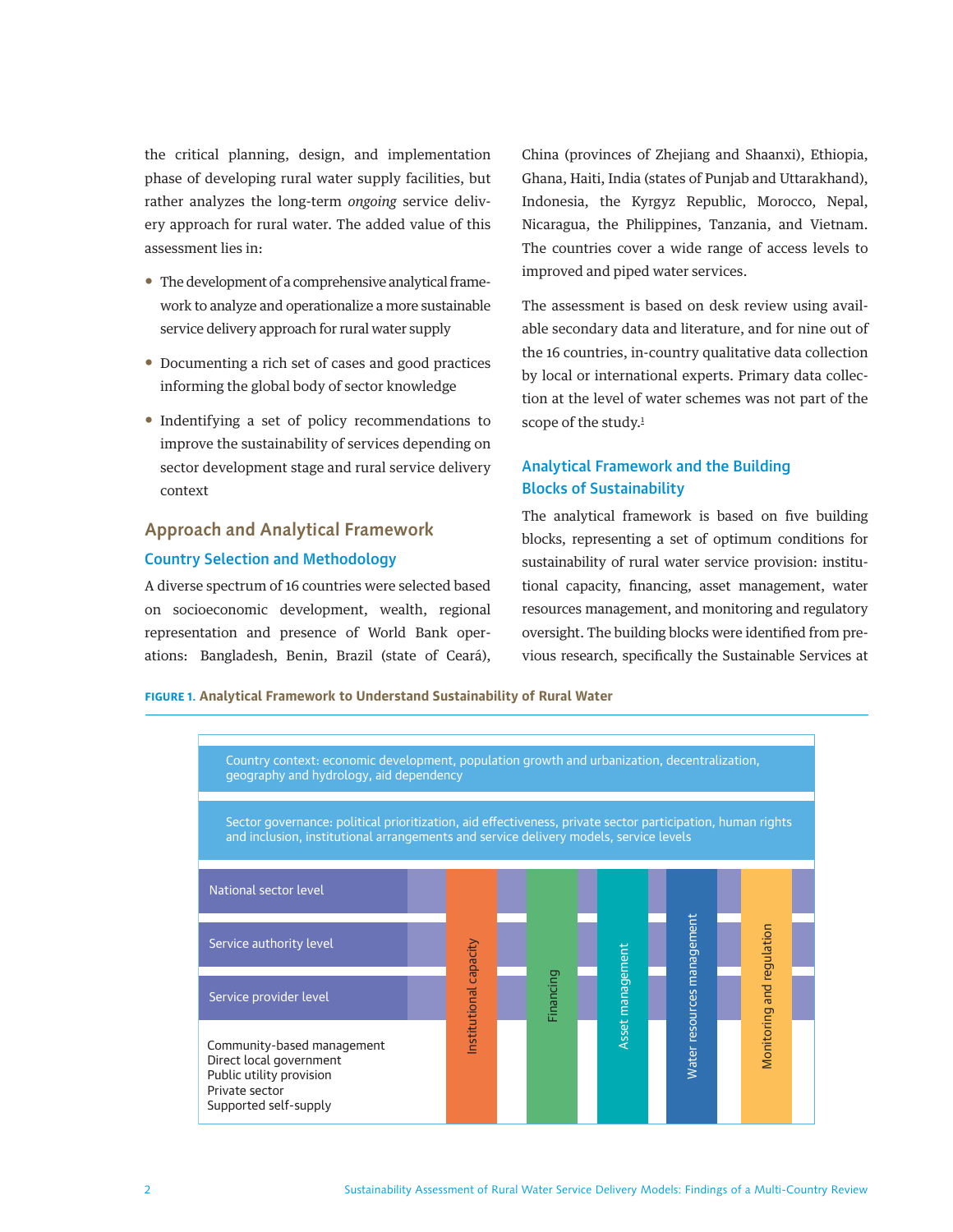the critical planning, design, and implementation phase of developing rural water supply facilities, but rather analyzes the long-term *ongoing* service delivery approach for rural water. The added value of this assessment lies in:

- The development of a comprehensive analytical framework to analyze and operationalize a more sustainable service delivery approach for rural water supply
- Documenting a rich set of cases and good practices informing the global body of sector knowledge
- Indentifying a set of policy recommendations to improve the sustainability of services depending on sector development stage and rural service delivery context

## Approach and Analytical Framework

### Country Selection and Methodology

A diverse spectrum of 16 countries were selected based on socioeconomic development, wealth, regional representation and presence of World Bank operations: Bangladesh, Benin, Brazil (state of Ceará), China (provinces of Zhejiang and Shaanxi), Ethiopia, Ghana, Haiti, India (states of Punjab and Uttarakhand), Indonesia, the Kyrgyz Republic, Morocco, Nepal, Nicaragua, the Philippines, Tanzania, and Vietnam. The countries cover a wide range of access levels to improved and piped water services.

The assessment is based on desk review using available secondary data and literature, and for nine out of the 16 countries, in-country qualitative data collection by local or international experts. Primary data collection at the level of water schemes was not part of the scope of the study.[1]

### Analytical Framework and the Building Blocks of Sustainability

The analytical framework is based on five building blocks, representing a set of optimum conditions for sustainability of rural water service provision: institutional capacity, financing, asset management, water resources management, and monitoring and regulatory oversight. The building blocks were identified from previous research, specifically the Sustainable Services at

**FIGURE 1. Analytical Framework to Understand Sustainability of Rural Water**

Country context: economic development, population growth and urbanization, decentralization, geography and hydrology, aid dependency

Sector governance: political prioritization, aid effectiveness, private sector participation, human rights and inclusion, institutional arrangements and service delivery models, service levels

National sector level

Service authority level

Service provider level

Community-based management
Direct local government
Public utility provision
Private sector
Supported self-supply

Institutional capacity | Financing | Asset management | Water resources management | Monitoring and regulation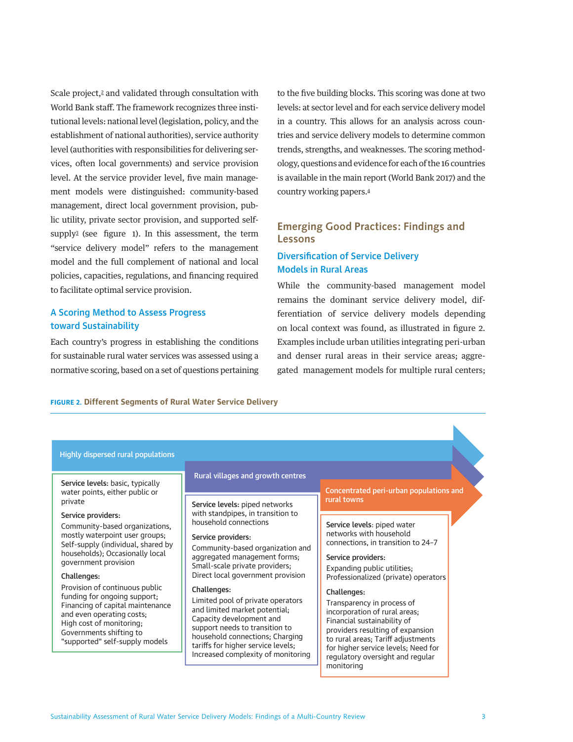Scale project,[2] and validated through consultation with World Bank staff. The framework recognizes three institutional levels: national level (legislation, policy, and the establishment of national authorities), service authority level (authorities with responsibilities for delivering services, often local governments) and service provision level. At the service provider level, five main management models were distinguished: community-based management, direct local government provision, public utility, private sector provision, and supported self-supply[3] (see figure 1). In this assessment, the term "service delivery model" refers to the management model and the full complement of national and local policies, capacities, regulations, and financing required to facilitate optimal service provision.

### A Scoring Method to Assess Progress toward Sustainability

Each country's progress in establishing the conditions for sustainable rural water services was assessed using a normative scoring, based on a set of questions pertaining to the five building blocks. This scoring was done at two levels: at sector level and for each service delivery model in a country. This allows for an analysis across countries and service delivery models to determine common trends, strengths, and weaknesses. The scoring methodology, questions and evidence for each of the 16 countries is available in the main report (World Bank 2017) and the country working papers.[4]

## Emerging Good Practices: Findings and Lessons

### Diversification of Service Delivery Models in Rural Areas

While the community-based management model remains the dominant service delivery model, differentiation of service delivery models depending on local context was found, as illustrated in figure 2. Examples include urban utilities integrating peri-urban and denser rural areas in their service areas; aggregated management models for multiple rural centers;

**FIGURE 2. Different Segments of Rural Water Service Delivery**

| Highly dispersed rural populations | Rural villages and growth centres | Concentrated peri-urban populations and rural towns |
|---|---|---|
| **Service levels:** basic, typically water points, either public or private | **Service levels:** piped networks with standpipes, in transition to household connections | **Service levels:** piped water networks with household connections, in transition to 24–7 |
| **Service providers:** Community-based organizations, mostly waterpoint user groups; Self-supply (individual, shared by households); Occasionally local government provision | **Service providers:** Community-based organization and aggregated management forms; Small-scale private providers; Direct local government provision | **Service providers:** Expanding public utilities; Professionalized (private) operators |
| **Challenges:** Provision of continuous public funding for ongoing support; Financing of capital maintenance and even operating costs; High cost of monitoring; Governments shifting to "supported" self-supply models | **Challenges:** Limited pool of private operators and limited market potential; Capacity development and support needs to transition to household connections; Charging tariffs for higher service levels; Increased complexity of monitoring | **Challenges:** Transparency in process of incorporation of rural areas; Financial sustainability of providers resulting of expansion to rural areas; Tariff adjustments for higher service levels; Need for regulatory oversight and regular monitoring |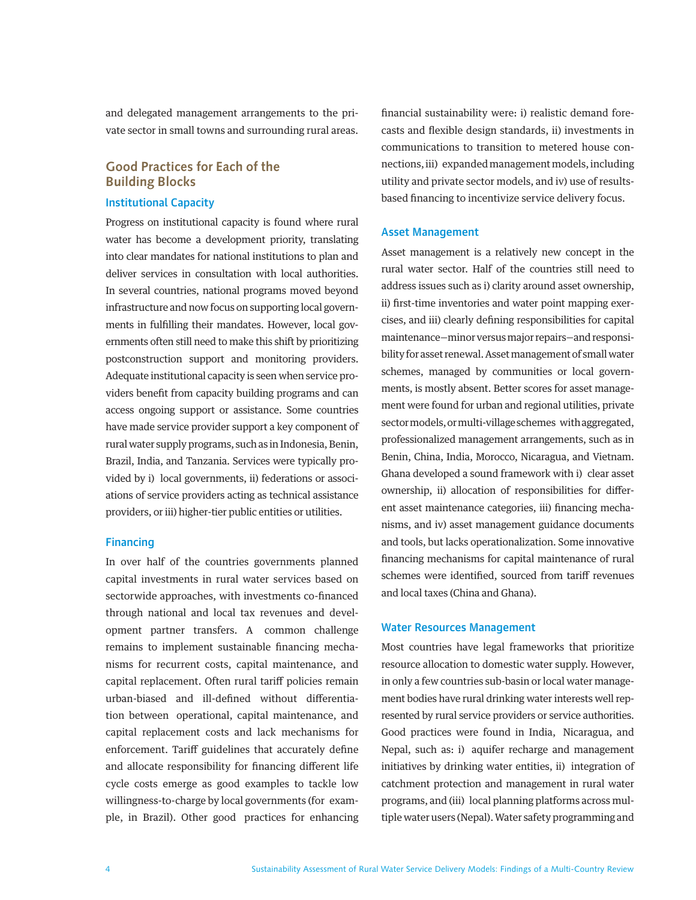and delegated management arrangements to the private sector in small towns and surrounding rural areas.

## Good Practices for Each of the Building Blocks

### Institutional Capacity

Progress on institutional capacity is found where rural water has become a development priority, translating into clear mandates for national institutions to plan and deliver services in consultation with local authorities. In several countries, national programs moved beyond infrastructure and now focus on supporting local governments in fulfilling their mandates. However, local governments often still need to make this shift by prioritizing postconstruction support and monitoring providers. Adequate institutional capacity is seen when service providers benefit from capacity building programs and can access ongoing support or assistance. Some countries have made service provider support a key component of rural water supply programs, such as in Indonesia, Benin, Brazil, India, and Tanzania. Services were typically provided by i) local governments, ii) federations or associations of service providers acting as technical assistance providers, or iii) higher-tier public entities or utilities.

### Financing

In over half of the countries governments planned capital investments in rural water services based on sectorwide approaches, with investments co-financed through national and local tax revenues and development partner transfers. A common challenge remains to implement sustainable financing mechanisms for recurrent costs, capital maintenance, and capital replacement. Often rural tariff policies remain urban-biased and ill-defined without differentiation between operational, capital maintenance, and capital replacement costs and lack mechanisms for enforcement. Tariff guidelines that accurately define and allocate responsibility for financing different life cycle costs emerge as good examples to tackle low willingness-to-charge by local governments (for example, in Brazil). Other good practices for enhancing financial sustainability were: i) realistic demand forecasts and flexible design standards, ii) investments in communications to transition to metered house connections, iii) expanded management models, including utility and private sector models, and iv) use of results-based financing to incentivize service delivery focus.

### Asset Management

Asset management is a relatively new concept in the rural water sector. Half of the countries still need to address issues such as i) clarity around asset ownership, ii) first-time inventories and water point mapping exercises, and iii) clearly defining responsibilities for capital maintenance—minor versus major repairs—and responsibility for asset renewal. Asset management of small water schemes, managed by communities or local governments, is mostly absent. Better scores for asset management were found for urban and regional utilities, private sector models, or multi-village schemes with aggregated, professionalized management arrangements, such as in Benin, China, India, Morocco, Nicaragua, and Vietnam. Ghana developed a sound framework with i) clear asset ownership, ii) allocation of responsibilities for different asset maintenance categories, iii) financing mechanisms, and iv) asset management guidance documents and tools, but lacks operationalization. Some innovative financing mechanisms for capital maintenance of rural schemes were identified, sourced from tariff revenues and local taxes (China and Ghana).

### Water Resources Management

Most countries have legal frameworks that prioritize resource allocation to domestic water supply. However, in only a few countries sub-basin or local water management bodies have rural drinking water interests well represented by rural service providers or service authorities. Good practices were found in India, Nicaragua, and Nepal, such as: i) aquifer recharge and management initiatives by drinking water entities, ii) integration of catchment protection and management in rural water programs, and (iii) local planning platforms across multiple water users (Nepal). Water safety programming and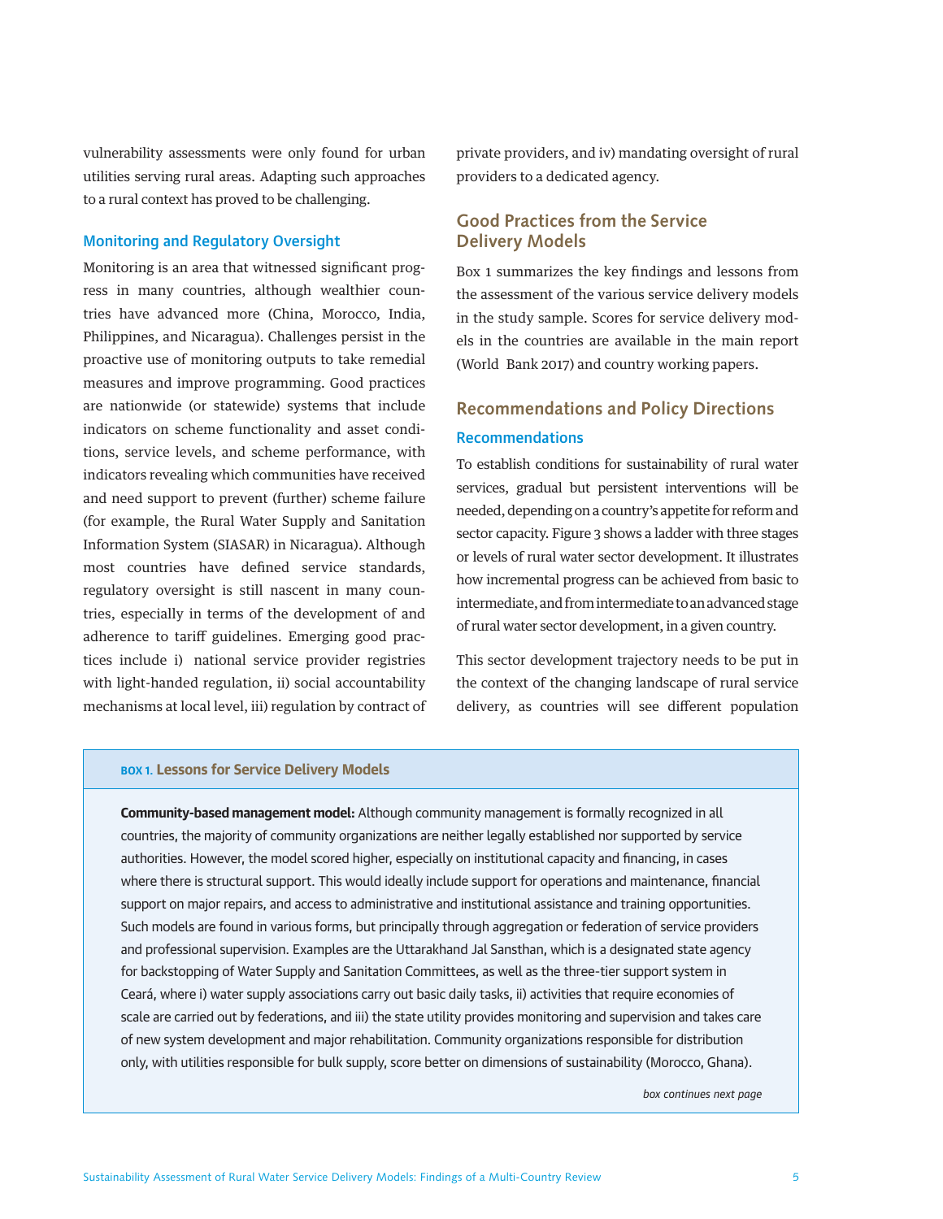vulnerability assessments were only found for urban utilities serving rural areas. Adapting such approaches to a rural context has proved to be challenging.

### Monitoring and Regulatory Oversight

Monitoring is an area that witnessed significant progress in many countries, although wealthier countries have advanced more (China, Morocco, India, Philippines, and Nicaragua). Challenges persist in the proactive use of monitoring outputs to take remedial measures and improve programming. Good practices are nationwide (or statewide) systems that include indicators on scheme functionality and asset conditions, service levels, and scheme performance, with indicators revealing which communities have received and need support to prevent (further) scheme failure (for example, the Rural Water Supply and Sanitation Information System (SIASAR) in Nicaragua). Although most countries have defined service standards, regulatory oversight is still nascent in many countries, especially in terms of the development of and adherence to tariff guidelines. Emerging good practices include i) national service provider registries with light-handed regulation, ii) social accountability mechanisms at local level, iii) regulation by contract of private providers, and iv) mandating oversight of rural providers to a dedicated agency.

## Good Practices from the Service Delivery Models

Box 1 summarizes the key findings and lessons from the assessment of the various service delivery models in the study sample. Scores for service delivery models in the countries are available in the main report (World Bank 2017) and country working papers.

## Recommendations and Policy Directions

### Recommendations

To establish conditions for sustainability of rural water services, gradual but persistent interventions will be needed, depending on a country's appetite for reform and sector capacity. Figure 3 shows a ladder with three stages or levels of rural water sector development. It illustrates how incremental progress can be achieved from basic to intermediate, and from intermediate to an advanced stage of rural water sector development, in a given country.

This sector development trajectory needs to be put in the context of the changing landscape of rural service delivery, as countries will see different population

---

**BOX 1. Lessons for Service Delivery Models**

**Community-based management model:** Although community management is formally recognized in all countries, the majority of community organizations are neither legally established nor supported by service authorities. However, the model scored higher, especially on institutional capacity and financing, in cases where there is structural support. This would ideally include support for operations and maintenance, financial support on major repairs, and access to administrative and institutional assistance and training opportunities. Such models are found in various forms, but principally through aggregation or federation of service providers and professional supervision. Examples are the Uttarakhand Jal Sansthan, which is a designated state agency for backstopping of Water Supply and Sanitation Committees, as well as the three-tier support system in Ceará, where i) water supply associations carry out basic daily tasks, ii) activities that require economies of scale are carried out by federations, and iii) the state utility provides monitoring and supervision and takes care of new system development and major rehabilitation. Community organizations responsible for distribution only, with utilities responsible for bulk supply, score better on dimensions of sustainability (Morocco, Ghana).

*box continues next page*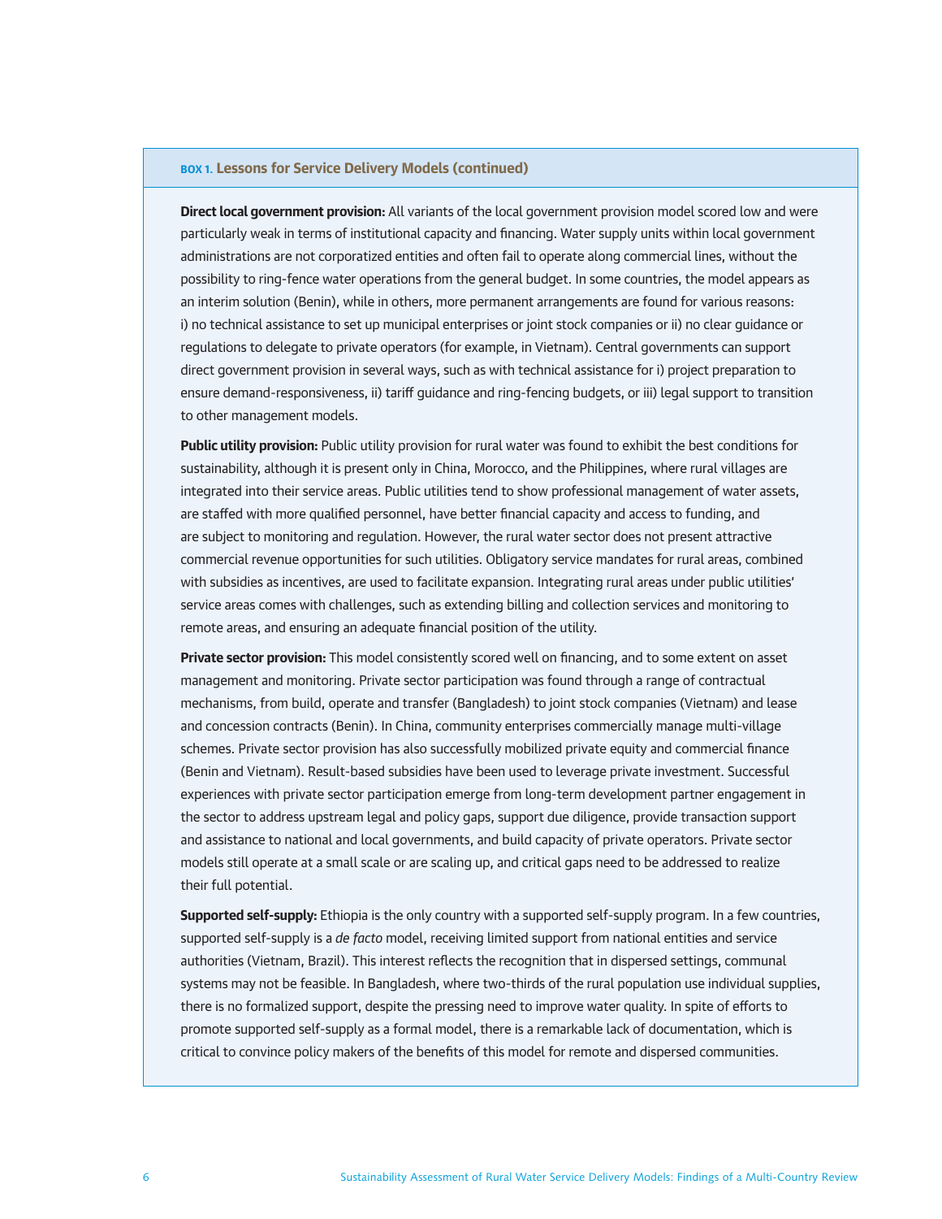**BOX 1. Lessons for Service Delivery Models (continued)**

**Direct local government provision:** All variants of the local government provision model scored low and were particularly weak in terms of institutional capacity and financing. Water supply units within local government administrations are not corporatized entities and often fail to operate along commercial lines, without the possibility to ring-fence water operations from the general budget. In some countries, the model appears as an interim solution (Benin), while in others, more permanent arrangements are found for various reasons: i) no technical assistance to set up municipal enterprises or joint stock companies or ii) no clear guidance or regulations to delegate to private operators (for example, in Vietnam). Central governments can support direct government provision in several ways, such as with technical assistance for i) project preparation to ensure demand-responsiveness, ii) tariff guidance and ring-fencing budgets, or iii) legal support to transition to other management models.

**Public utility provision:** Public utility provision for rural water was found to exhibit the best conditions for sustainability, although it is present only in China, Morocco, and the Philippines, where rural villages are integrated into their service areas. Public utilities tend to show professional management of water assets, are staffed with more qualified personnel, have better financial capacity and access to funding, and are subject to monitoring and regulation. However, the rural water sector does not present attractive commercial revenue opportunities for such utilities. Obligatory service mandates for rural areas, combined with subsidies as incentives, are used to facilitate expansion. Integrating rural areas under public utilities' service areas comes with challenges, such as extending billing and collection services and monitoring to remote areas, and ensuring an adequate financial position of the utility.

**Private sector provision:** This model consistently scored well on financing, and to some extent on asset management and monitoring. Private sector participation was found through a range of contractual mechanisms, from build, operate and transfer (Bangladesh) to joint stock companies (Vietnam) and lease and concession contracts (Benin). In China, community enterprises commercially manage multi-village schemes. Private sector provision has also successfully mobilized private equity and commercial finance (Benin and Vietnam). Result-based subsidies have been used to leverage private investment. Successful experiences with private sector participation emerge from long-term development partner engagement in the sector to address upstream legal and policy gaps, support due diligence, provide transaction support and assistance to national and local governments, and build capacity of private operators. Private sector models still operate at a small scale or are scaling up, and critical gaps need to be addressed to realize their full potential.

**Supported self-supply:** Ethiopia is the only country with a supported self-supply program. In a few countries, supported self-supply is a *de facto* model, receiving limited support from national entities and service authorities (Vietnam, Brazil). This interest reflects the recognition that in dispersed settings, communal systems may not be feasible. In Bangladesh, where two-thirds of the rural population use individual supplies, there is no formalized support, despite the pressing need to improve water quality. In spite of efforts to promote supported self-supply as a formal model, there is a remarkable lack of documentation, which is critical to convince policy makers of the benefits of this model for remote and dispersed communities.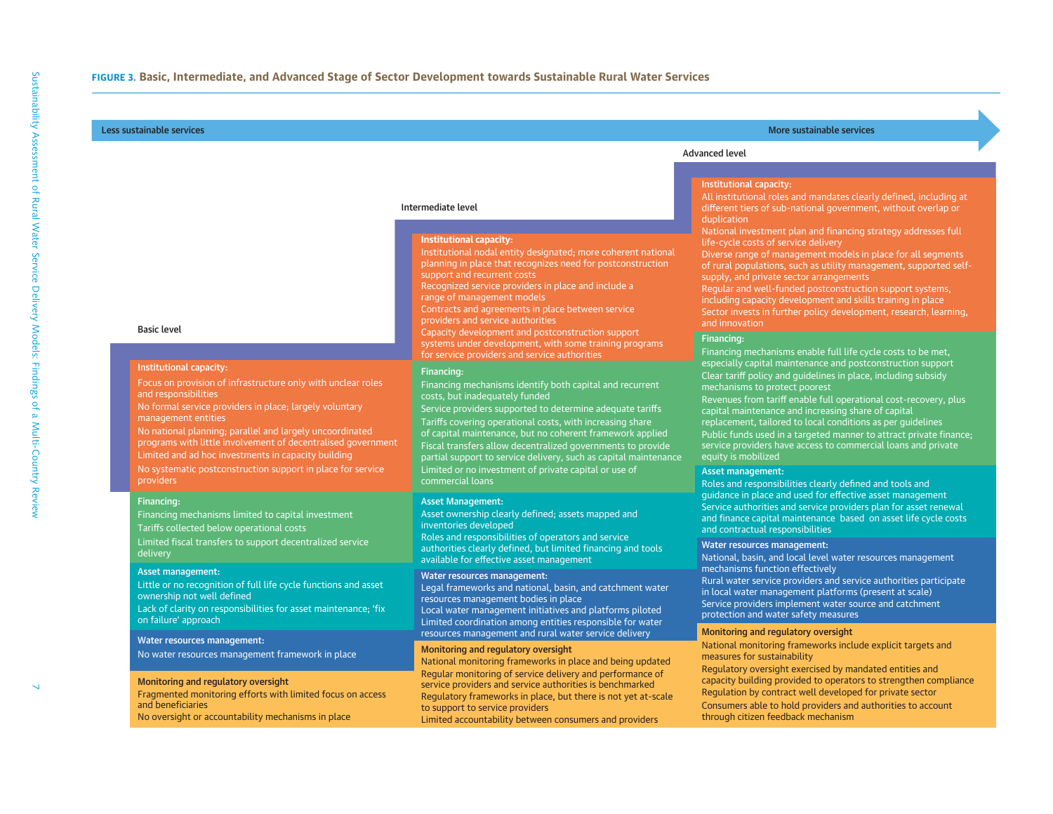**FIGURE 3.** Basic, Intermediate, and Advanced Stage of Sector Development towards Sustainable Rural Water Services

Less sustainable services → More sustainable services

## Basic level

**Institutional capacity:**

- Focus on provision of infrastructure only with unclear roles and responsibilities
- No formal service providers in place; largely voluntary management entities
- No national planning; parallel and largely uncoordinated programs with little involvement of decentralised government
- Limited and ad hoc investments in capacity building
- No systematic postconstruction support in place for service providers

**Financing:**

- Financing mechanisms limited to capital investment
- Tariffs collected below operational costs
- Limited fiscal transfers to support decentralized service delivery

**Asset management:**

- Little or no recognition of full life cycle functions and asset ownership not well defined
- Lack of clarity on responsibilities for asset maintenance; 'fix on failure' approach

**Water resources management:**

- No water resources management framework in place

**Monitoring and regulatory oversight**

- Fragmented monitoring efforts with limited focus on access and beneficiaries
- No oversight or accountability mechanisms in place

## Intermediate level

**Institutional capacity:**

- Institutional nodal entity designated; more coherent national planning in place that recognizes need for postconstruction support and recurrent costs
- Recognized service providers in place and include a range of management models
- Contracts and agreements in place between service providers and service authorities
- Capacity development and postconstruction support systems under development, with some training programs for service providers and service authorities

**Financing:**

- Financing mechanisms identify both capital and recurrent costs, but inadequately funded
- Service providers supported to determine adequate tariffs
- Tariffs covering operational costs, with increasing share of capital maintenance, but no coherent framework applied
- Fiscal transfers allow decentralized governments to provide partial support to service delivery, such as capital maintenance
- Limited or no investment of private capital or use of commercial loans

**Asset Management:**

- Asset ownership clearly defined; assets mapped and inventories developed
- Roles and responsibilities of operators and service authorities clearly defined, but limited financing and tools available for effective asset management

**Water resources management:**

- Legal frameworks and national, basin, and catchment water resources management bodies in place
- Local water management initiatives and platforms piloted
- Limited coordination among entities responsible for water resources management and rural water service delivery

**Monitoring and regulatory oversight**

- National monitoring frameworks in place and being updated
- Regular monitoring of service delivery and performance of service providers and service authorities is benchmarked
- Regulatory frameworks in place, but there is not yet at-scale to support to service providers
- Limited accountability between consumers and providers

## Advanced level

**Institutional capacity:**

- All institutional roles and mandates clearly defined, including at different tiers of sub-national government, without overlap or duplication
- National investment plan and financing strategy addresses full life-cycle costs of service delivery
- Diverse range of management models in place for all segments of rural populations, such as utility management, supported self-supply, and private sector arrangements
- Regular and well-funded postconstruction support systems, including capacity development and skills training in place
- Sector invests in further policy development, research, learning, and innovation

**Financing:**

- Financing mechanisms enable full life cycle costs to be met, especially capital maintenance and postconstruction support
- Clear tariff policy and guidelines in place, including subsidy mechanisms to protect poorest
- Revenues from tariff enable full operational cost-recovery, plus capital maintenance and increasing share of capital replacement, tailored to local conditions as per guidelines
- Public funds used in a targeted manner to attract private finance; service providers have access to commercial loans and private equity is mobilized

**Asset management:**

- Roles and responsibilities clearly defined and tools and guidance in place and used for effective asset management
- Service authorities and service providers plan for asset renewal and finance capital maintenance based on asset life cycle costs and contractual responsibilities

**Water resources management:**

- National, basin, and local level water resources management mechanisms function effectively
- Rural water service providers and service authorities participate in local water management platforms (present at scale)
- Service providers implement water source and catchment protection and water safety measures

**Monitoring and regulatory oversight**

- National monitoring frameworks include explicit targets and measures for sustainability
- Regulatory oversight exercised by mandated entities and capacity building provided to operators to strengthen compliance
- Regulation by contract well developed for private sector
- Consumers able to hold providers and authorities to account through citizen feedback mechanism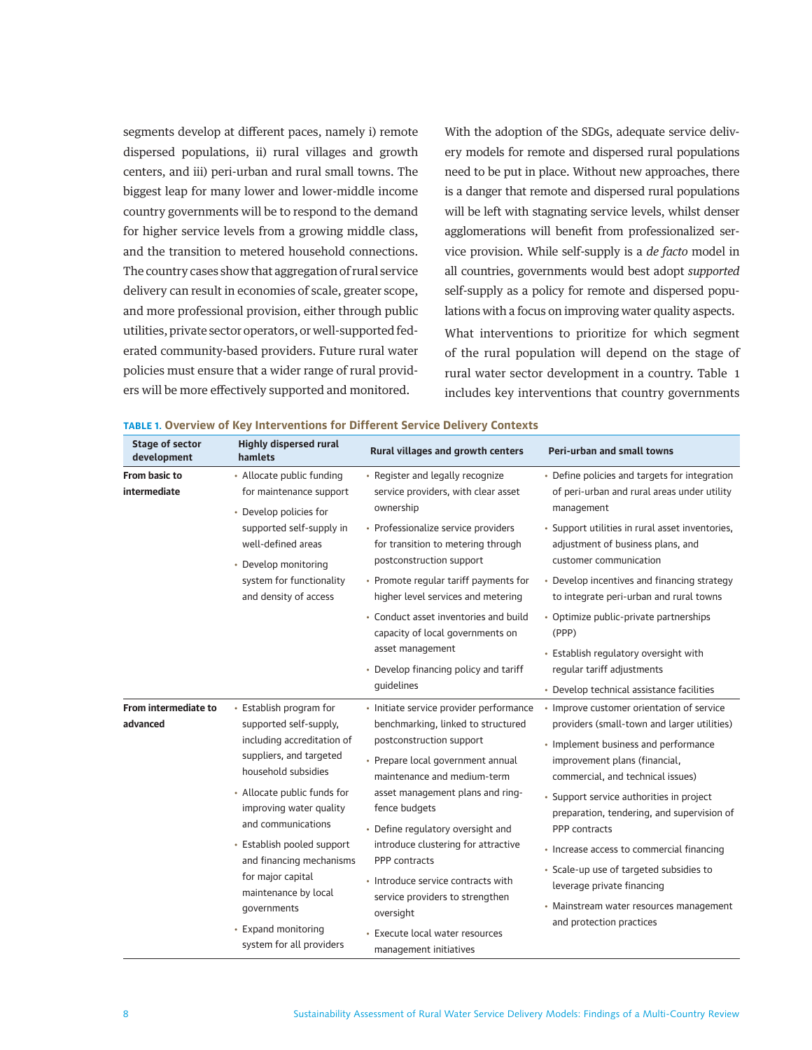segments develop at different paces, namely i) remote dispersed populations, ii) rural villages and growth centers, and iii) peri-urban and rural small towns. The biggest leap for many lower and lower-middle income country governments will be to respond to the demand for higher service levels from a growing middle class, and the transition to metered household connections. The country cases show that aggregation of rural service delivery can result in economies of scale, greater scope, and more professional provision, either through public utilities, private sector operators, or well-supported federated community-based providers. Future rural water policies must ensure that a wider range of rural providers will be more effectively supported and monitored.

With the adoption of the SDGs, adequate service delivery models for remote and dispersed rural populations need to be put in place. Without new approaches, there is a danger that remote and dispersed rural populations will be left with stagnating service levels, whilst denser agglomerations will benefit from professionalized service provision. While self-supply is a *de facto* model in all countries, governments would best adopt *supported* self-supply as a policy for remote and dispersed populations with a focus on improving water quality aspects.

What interventions to prioritize for which segment of the rural population will depend on the stage of rural water sector development in a country. Table 1 includes key interventions that country governments

**TABLE 1. Overview of Key Interventions for Different Service Delivery Contexts**

| Stage of sector development | Highly dispersed rural hamlets | Rural villages and growth centers | Peri-urban and small towns |
|---|---|---|---|
| **From basic to intermediate** | • Allocate public funding for maintenance support<br>• Develop policies for supported self-supply in well-defined areas<br>• Develop monitoring system for functionality and density of access | • Register and legally recognize service providers, with clear asset ownership<br>• Professionalize service providers for transition to metering through postconstruction support<br>• Promote regular tariff payments for higher level services and metering<br>• Conduct asset inventories and build capacity of local governments on asset management<br>• Develop financing policy and tariff guidelines | • Define policies and targets for integration of peri-urban and rural areas under utility management<br>• Support utilities in rural asset inventories, adjustment of business plans, and customer communication<br>• Develop incentives and financing strategy to integrate peri-urban and rural towns<br>• Optimize public-private partnerships (PPP)<br>• Establish regulatory oversight with regular tariff adjustments<br>• Develop technical assistance facilities |
| **From intermediate to advanced** | • Establish program for supported self-supply, including accreditation of suppliers, and targeted household subsidies<br>• Allocate public funds for improving water quality and communications<br>• Establish pooled support and financing mechanisms for major capital maintenance by local governments<br>• Expand monitoring system for all providers | • Initiate service provider performance benchmarking, linked to structured postconstruction support<br>• Prepare local government annual maintenance and medium-term asset management plans and ring-fence budgets<br>• Define regulatory oversight and introduce clustering for attractive PPP contracts<br>• Introduce service contracts with service providers to strengthen oversight<br>• Execute local water resources management initiatives | • Improve customer orientation of service providers (small-town and larger utilities)<br>• Implement business and performance improvement plans (financial, commercial, and technical issues)<br>• Support service authorities in project preparation, tendering, and supervision of PPP contracts<br>• Increase access to commercial financing<br>• Scale-up use of targeted subsidies to leverage private financing<br>• Mainstream water resources management and protection practices |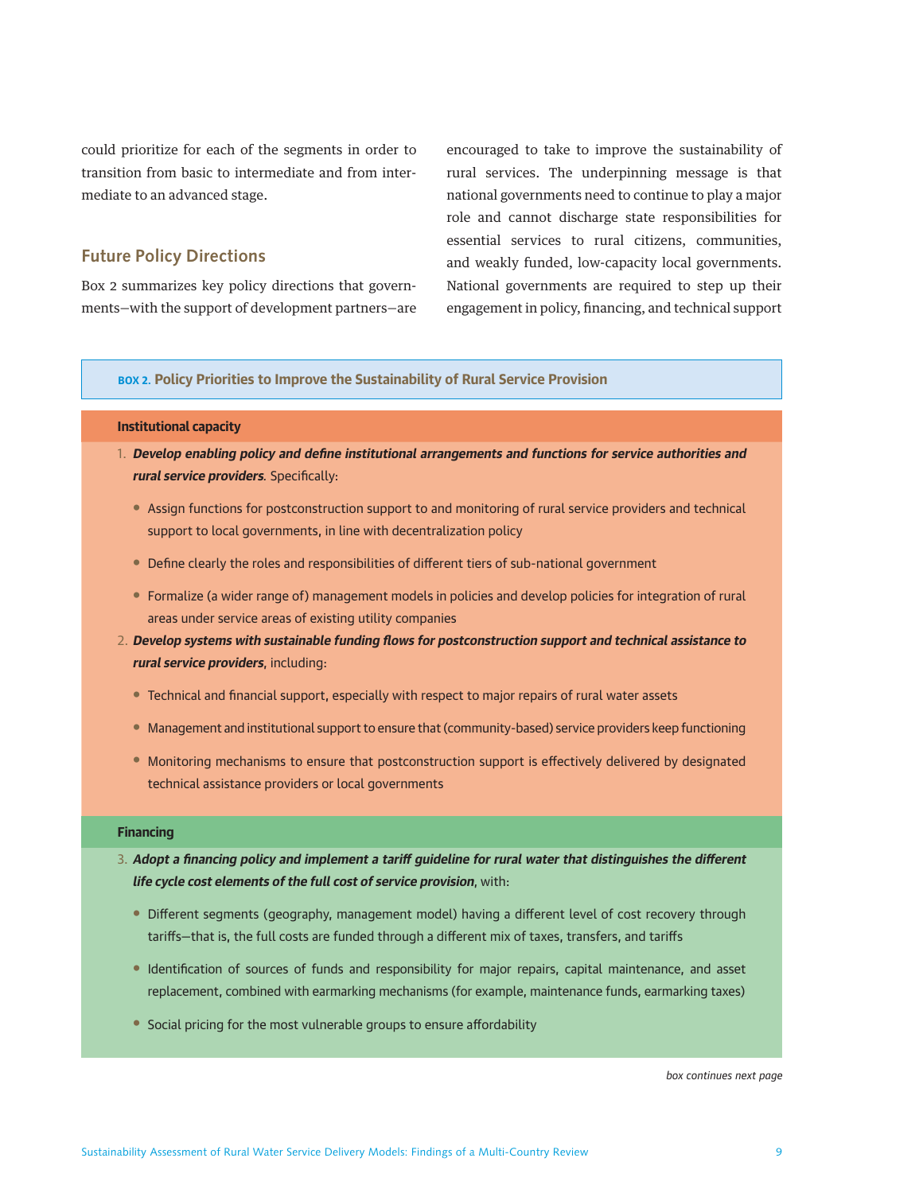could prioritize for each of the segments in order to transition from basic to intermediate and from intermediate to an advanced stage.

## Future Policy Directions

Box 2 summarizes key policy directions that governments—with the support of development partners—are encouraged to take to improve the sustainability of rural services. The underpinning message is that national governments need to continue to play a major role and cannot discharge state responsibilities for essential services to rural citizens, communities, and weakly funded, low-capacity local governments. National governments are required to step up their engagement in policy, financing, and technical support

**BOX 2. Policy Priorities to Improve the Sustainability of Rural Service Provision**

**Institutional capacity**

1. ***Develop enabling policy and define institutional arrangements and functions for service authorities and rural service providers***. Specifically:
   - Assign functions for postconstruction support to and monitoring of rural service providers and technical support to local governments, in line with decentralization policy
   - Define clearly the roles and responsibilities of different tiers of sub-national government
   - Formalize (a wider range of) management models in policies and develop policies for integration of rural areas under service areas of existing utility companies
2. ***Develop systems with sustainable funding flows for postconstruction support and technical assistance to rural service providers***, including:
   - Technical and financial support, especially with respect to major repairs of rural water assets
   - Management and institutional support to ensure that (community-based) service providers keep functioning
   - Monitoring mechanisms to ensure that postconstruction support is effectively delivered by designated technical assistance providers or local governments

**Financing**

3. ***Adopt a financing policy and implement a tariff guideline for rural water that distinguishes the different life cycle cost elements of the full cost of service provision***, with:
   - Different segments (geography, management model) having a different level of cost recovery through tariffs—that is, the full costs are funded through a different mix of taxes, transfers, and tariffs
   - Identification of sources of funds and responsibility for major repairs, capital maintenance, and asset replacement, combined with earmarking mechanisms (for example, maintenance funds, earmarking taxes)
   - Social pricing for the most vulnerable groups to ensure affordability

*box continues next page*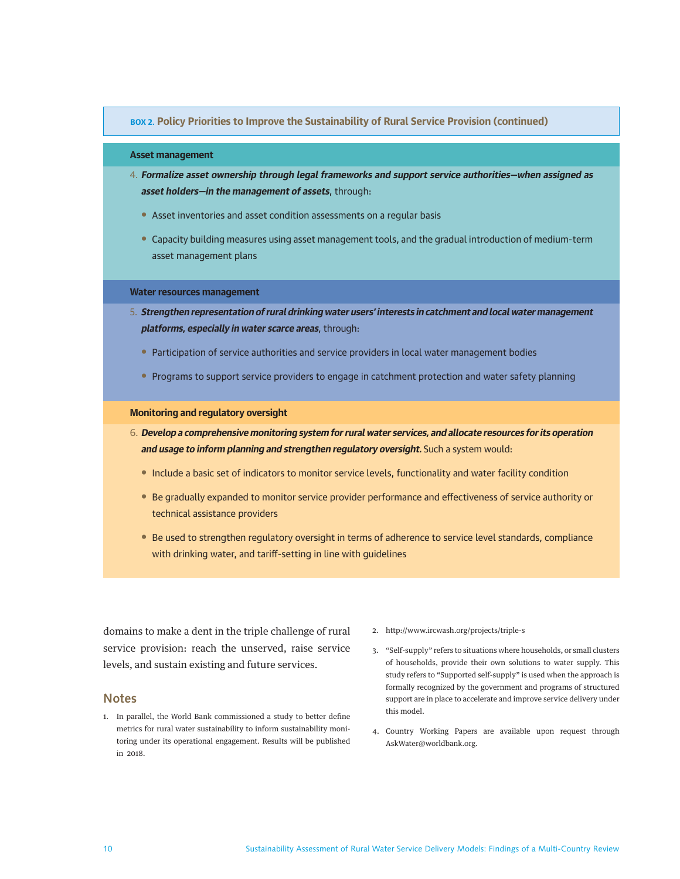**BOX 2. Policy Priorities to Improve the Sustainability of Rural Service Provision (continued)**

**Asset management**

4. ***Formalize asset ownership through legal frameworks and support service authorities—when assigned as asset holders—in the management of assets***, through:
   - Asset inventories and asset condition assessments on a regular basis
   - Capacity building measures using asset management tools, and the gradual introduction of medium-term asset management plans

**Water resources management**

5. ***Strengthen representation of rural drinking water users' interests in catchment and local water management platforms, especially in water scarce areas***, through:
   - Participation of service authorities and service providers in local water management bodies
   - Programs to support service providers to engage in catchment protection and water safety planning

**Monitoring and regulatory oversight**

6. ***Develop a comprehensive monitoring system for rural water services, and allocate resources for its operation and usage to inform planning and strengthen regulatory oversight.*** Such a system would:
   - Include a basic set of indicators to monitor service levels, functionality and water facility condition
   - Be gradually expanded to monitor service provider performance and effectiveness of service authority or technical assistance providers
   - Be used to strengthen regulatory oversight in terms of adherence to service level standards, compliance with drinking water, and tariff-setting in line with guidelines

domains to make a dent in the triple challenge of rural service provision: reach the unserved, raise service levels, and sustain existing and future services.

## Notes

1. In parallel, the World Bank commissioned a study to better define metrics for rural water sustainability to inform sustainability monitoring under its operational engagement. Results will be published in 2018.
2. http://www.ircwash.org/projects/triple-s
3. "Self-supply" refers to situations where households, or small clusters of households, provide their own solutions to water supply. This study refers to "Supported self-supply" is used when the approach is formally recognized by the government and programs of structured support are in place to accelerate and improve service delivery under this model.
4. Country Working Papers are available upon request through AskWater@worldbank.org.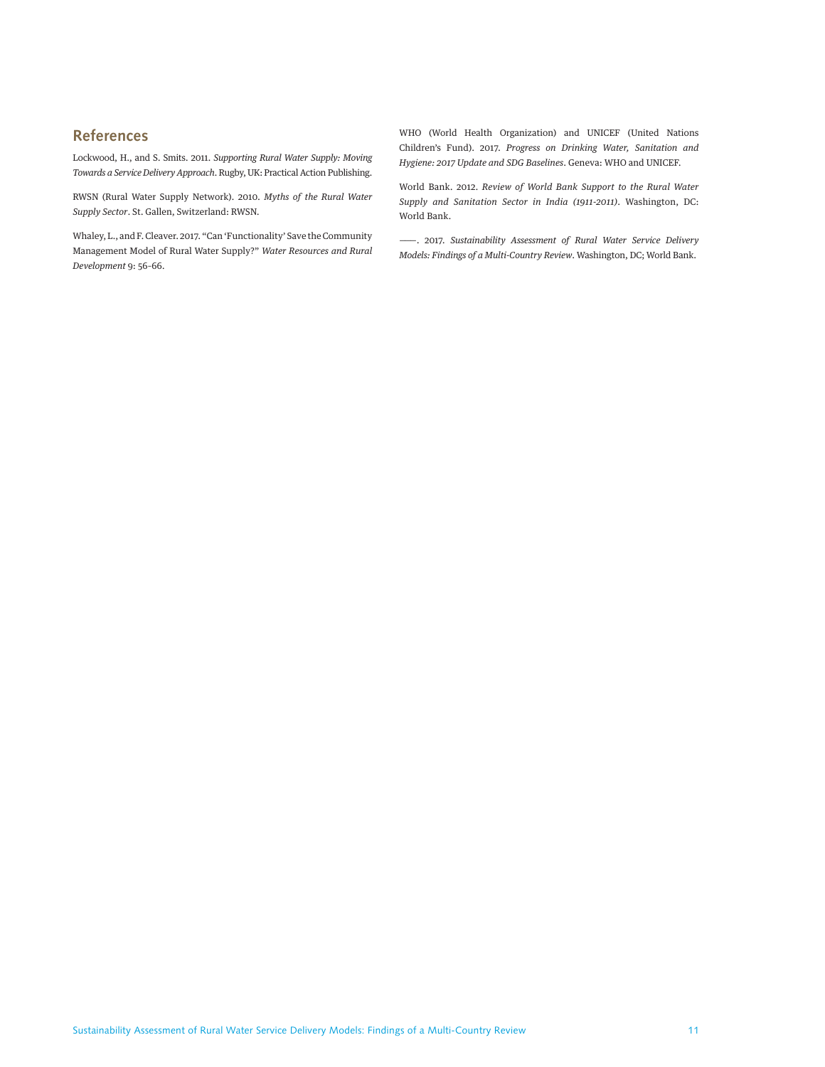## References

Lockwood, H., and S. Smits. 2011. *Supporting Rural Water Supply: Moving Towards a Service Delivery Approach*. Rugby, UK: Practical Action Publishing.

RWSN (Rural Water Supply Network). 2010. *Myths of the Rural Water Supply Sector*. St. Gallen, Switzerland: RWSN.

Whaley, L., and F. Cleaver. 2017. "Can 'Functionality' Save the Community Management Model of Rural Water Supply?" *Water Resources and Rural Development* 9: 56-66.

WHO (World Health Organization) and UNICEF (United Nations Children's Fund). 2017. *Progress on Drinking Water, Sanitation and Hygiene: 2017 Update and SDG Baselines*. Geneva: WHO and UNICEF.

World Bank. 2012. *Review of World Bank Support to the Rural Water Supply and Sanitation Sector in India (1911-2011)*. Washington, DC: World Bank.

——. 2017. *Sustainability Assessment of Rural Water Service Delivery Models: Findings of a Multi-Country Review*. Washington, DC; World Bank.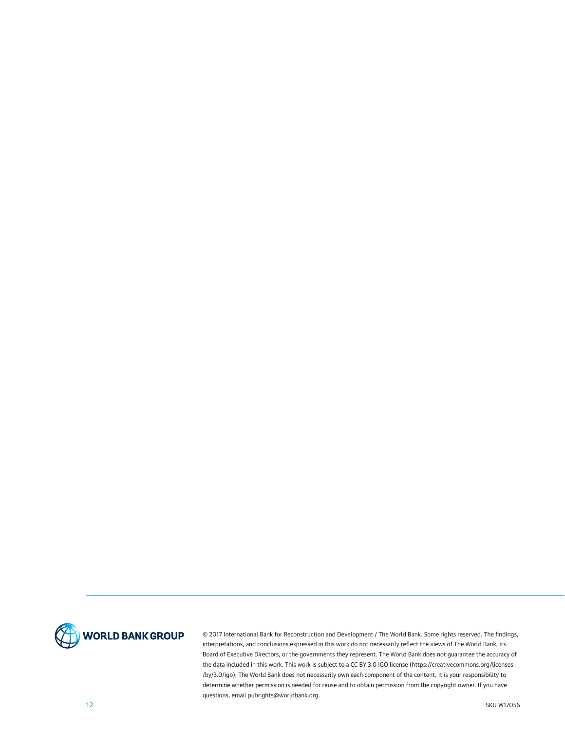WORLD BANK GROUP

© 2017 International Bank for Reconstruction and Development / The World Bank. Some rights reserved. The findings, interpretations, and conclusions expressed in this work do not necessarily reflect the views of The World Bank, its Board of Executive Directors, or the governments they represent. The World Bank does not guarantee the accuracy of the data included in this work. This work is subject to a CC BY 3.0 IGO license (https://creativecommons.org/licenses/by/3.0/igo). The World Bank does not necessarily own each component of the content. It is your responsibility to determine whether permission is needed for reuse and to obtain permission from the copyright owner. If you have questions, email pubrights@worldbank.org.

SKU W17056